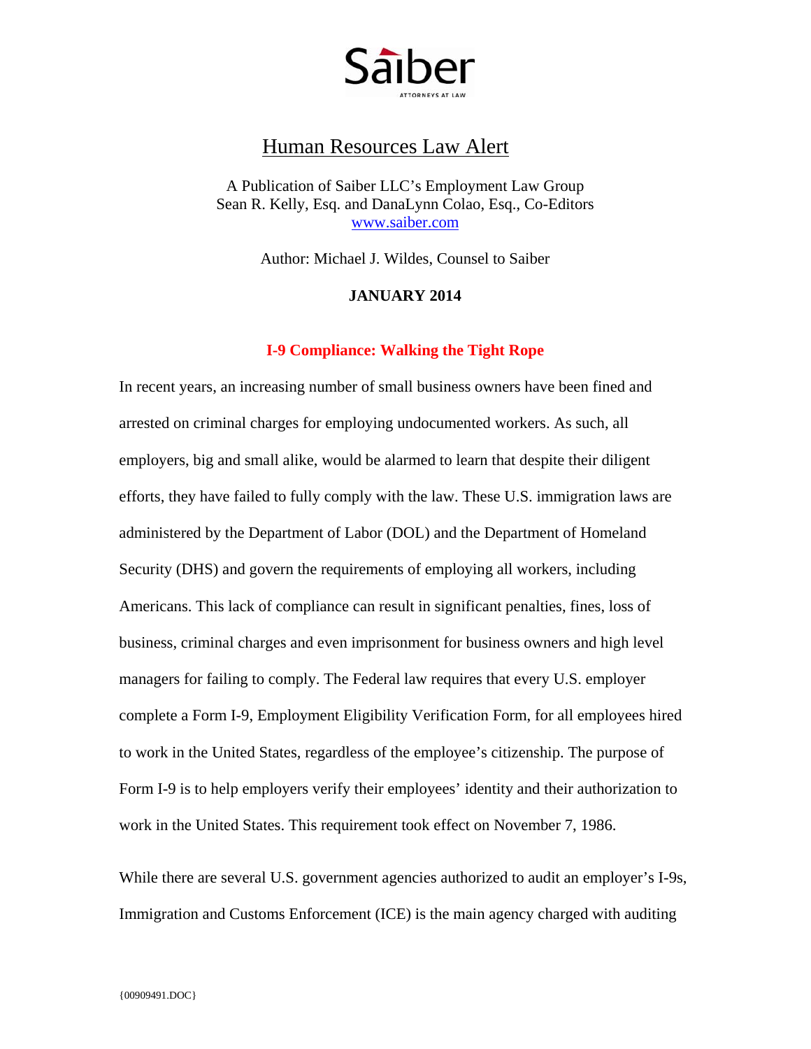Saiber
ATTORNEYS AT LAW

# Human Resources Law Alert

A Publication of Saiber LLC's Employment Law Group
Sean R. Kelly, Esq. and DanaLynn Colao, Esq., Co-Editors
www.saiber.com

Author: Michael J. Wildes, Counsel to Saiber

**JANUARY 2014**

## I-9 Compliance: Walking the Tight Rope

In recent years, an increasing number of small business owners have been fined and arrested on criminal charges for employing undocumented workers. As such, all employers, big and small alike, would be alarmed to learn that despite their diligent efforts, they have failed to fully comply with the law. These U.S. immigration laws are administered by the Department of Labor (DOL) and the Department of Homeland Security (DHS) and govern the requirements of employing all workers, including Americans. This lack of compliance can result in significant penalties, fines, loss of business, criminal charges and even imprisonment for business owners and high level managers for failing to comply. The Federal law requires that every U.S. employer complete a Form I-9, Employment Eligibility Verification Form, for all employees hired to work in the United States, regardless of the employee's citizenship. The purpose of Form I-9 is to help employers verify their employees' identity and their authorization to work in the United States. This requirement took effect on November 7, 1986.

While there are several U.S. government agencies authorized to audit an employer's I-9s, Immigration and Customs Enforcement (ICE) is the main agency charged with auditing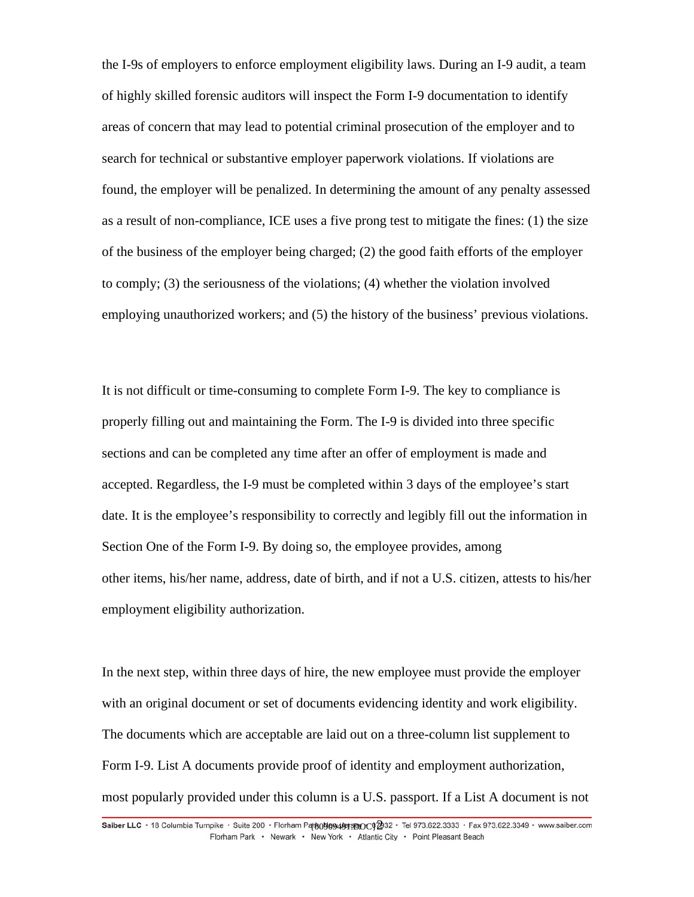the I-9s of employers to enforce employment eligibility laws. During an I-9 audit, a team of highly skilled forensic auditors will inspect the Form I-9 documentation to identify areas of concern that may lead to potential criminal prosecution of the employer and to search for technical or substantive employer paperwork violations. If violations are found, the employer will be penalized. In determining the amount of any penalty assessed as a result of non-compliance, ICE uses a five prong test to mitigate the fines: (1) the size of the business of the employer being charged; (2) the good faith efforts of the employer to comply; (3) the seriousness of the violations; (4) whether the violation involved employing unauthorized workers; and (5) the history of the business' previous violations.

It is not difficult or time-consuming to complete Form I-9. The key to compliance is properly filling out and maintaining the Form. The I-9 is divided into three specific sections and can be completed any time after an offer of employment is made and accepted. Regardless, the I-9 must be completed within 3 days of the employee's start date. It is the employee's responsibility to correctly and legibly fill out the information in Section One of the Form I-9. By doing so, the employee provides, among other items, his/her name, address, date of birth, and if not a U.S. citizen, attests to his/her employment eligibility authorization.

In the next step, within three days of hire, the new employee must provide the employer with an original document or set of documents evidencing identity and work eligibility. The documents which are acceptable are laid out on a three-column list supplement to Form I-9. List A documents provide proof of identity and employment authorization, most popularly provided under this column is a U.S. passport. If a List A document is not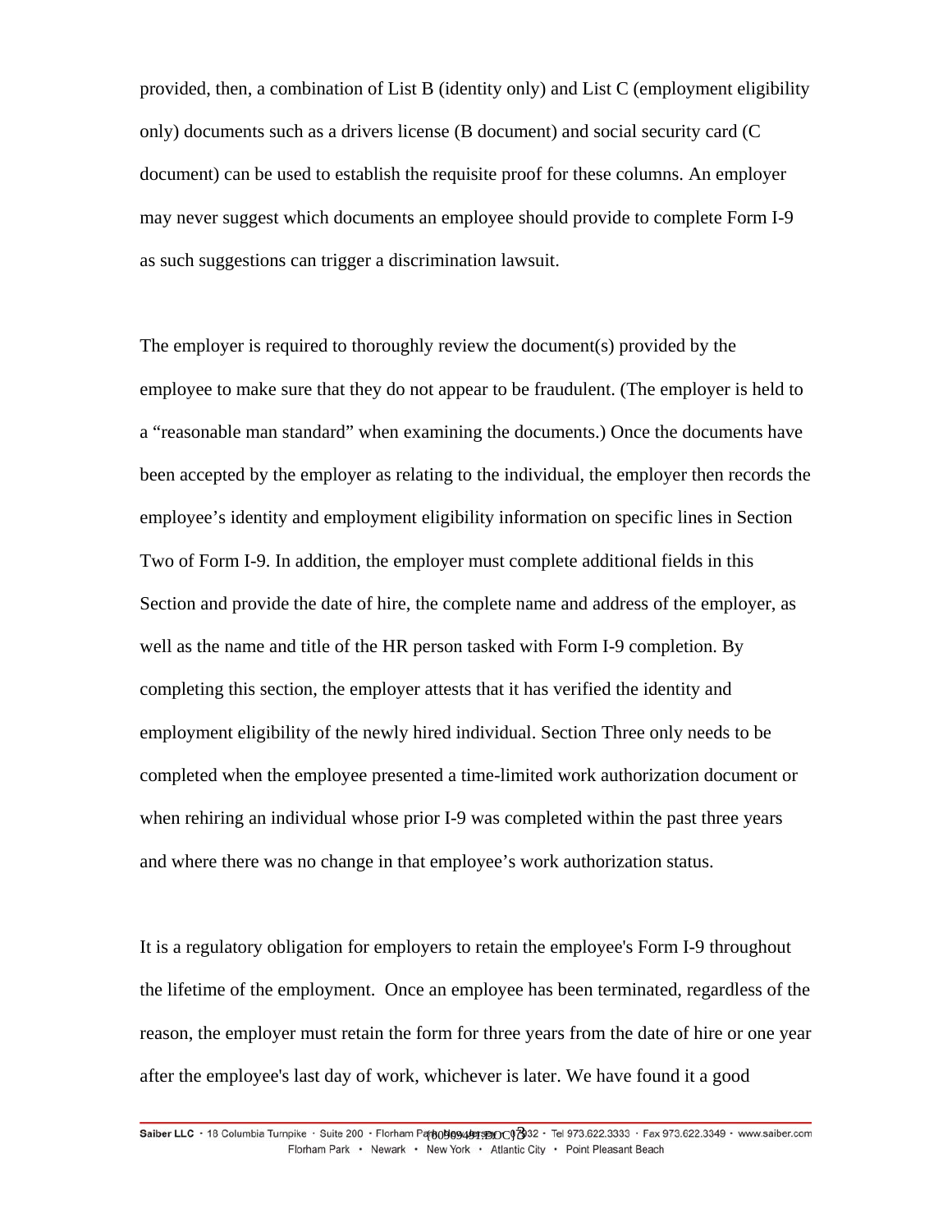provided, then, a combination of List B (identity only) and List C (employment eligibility only) documents such as a drivers license (B document) and social security card (C document) can be used to establish the requisite proof for these columns. An employer may never suggest which documents an employee should provide to complete Form I-9 as such suggestions can trigger a discrimination lawsuit.

The employer is required to thoroughly review the document(s) provided by the employee to make sure that they do not appear to be fraudulent. (The employer is held to a "reasonable man standard" when examining the documents.) Once the documents have been accepted by the employer as relating to the individual, the employer then records the employee's identity and employment eligibility information on specific lines in Section Two of Form I-9. In addition, the employer must complete additional fields in this Section and provide the date of hire, the complete name and address of the employer, as well as the name and title of the HR person tasked with Form I-9 completion. By completing this section, the employer attests that it has verified the identity and employment eligibility of the newly hired individual. Section Three only needs to be completed when the employee presented a time-limited work authorization document or when rehiring an individual whose prior I-9 was completed within the past three years and where there was no change in that employee's work authorization status.

It is a regulatory obligation for employers to retain the employee's Form I-9 throughout the lifetime of the employment. Once an employee has been terminated, regardless of the reason, the employer must retain the form for three years from the date of hire or one year after the employee's last day of work, whichever is later. We have found it a good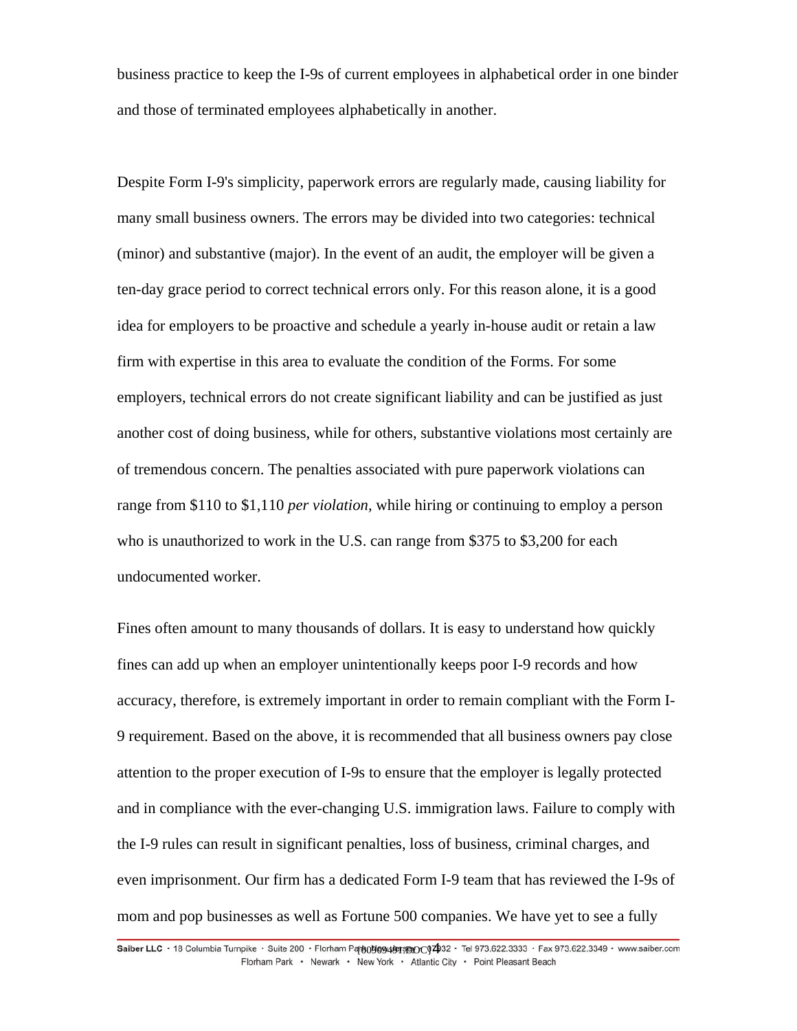business practice to keep the I-9s of current employees in alphabetical order in one binder and those of terminated employees alphabetically in another.

Despite Form I-9's simplicity, paperwork errors are regularly made, causing liability for many small business owners. The errors may be divided into two categories: technical (minor) and substantive (major). In the event of an audit, the employer will be given a ten-day grace period to correct technical errors only. For this reason alone, it is a good idea for employers to be proactive and schedule a yearly in-house audit or retain a law firm with expertise in this area to evaluate the condition of the Forms. For some employers, technical errors do not create significant liability and can be justified as just another cost of doing business, while for others, substantive violations most certainly are of tremendous concern. The penalties associated with pure paperwork violations can range from $110 to $1,110 *per violation,* while hiring or continuing to employ a person who is unauthorized to work in the U.S. can range from $375 to $3,200 for each undocumented worker.

Fines often amount to many thousands of dollars. It is easy to understand how quickly fines can add up when an employer unintentionally keeps poor I-9 records and how accuracy, therefore, is extremely important in order to remain compliant with the Form I-9 requirement. Based on the above, it is recommended that all business owners pay close attention to the proper execution of I-9s to ensure that the employer is legally protected and in compliance with the ever-changing U.S. immigration laws. Failure to comply with the I-9 rules can result in significant penalties, loss of business, criminal charges, and even imprisonment. Our firm has a dedicated Form I-9 team that has reviewed the I-9s of mom and pop businesses as well as Fortune 500 companies. We have yet to see a fully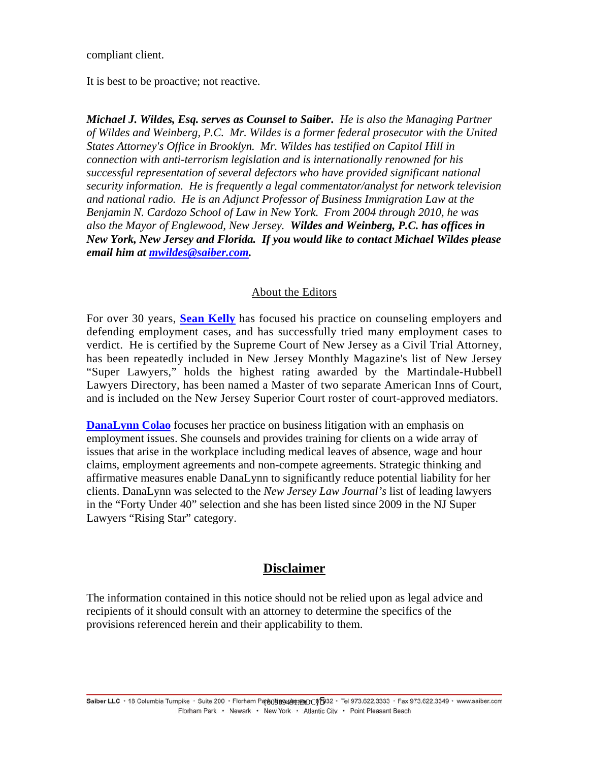compliant client.

It is best to be proactive; not reactive.

***Michael J. Wildes, Esq. serves as Counsel to Saiber.*** *He is also the Managing Partner of Wildes and Weinberg, P.C. Mr. Wildes is a former federal prosecutor with the United States Attorney's Office in Brooklyn. Mr. Wildes has testified on Capitol Hill in connection with anti-terrorism legislation and is internationally renowned for his successful representation of several defectors who have provided significant national security information. He is frequently a legal commentator/analyst for network television and national radio. He is an Adjunct Professor of Business Immigration Law at the Benjamin N. Cardozo School of Law in New York. From 2004 through 2010, he was also the Mayor of Englewood, New Jersey.* ***Wildes and Weinberg, P.C. has offices in New York, New Jersey and Florida. If you would like to contact Michael Wildes please email him at mwildes@saiber.com.***

About the Editors

For over 30 years, **Sean Kelly** has focused his practice on counseling employers and defending employment cases, and has successfully tried many employment cases to verdict. He is certified by the Supreme Court of New Jersey as a Civil Trial Attorney, has been repeatedly included in New Jersey Monthly Magazine's list of New Jersey "Super Lawyers," holds the highest rating awarded by the Martindale-Hubbell Lawyers Directory, has been named a Master of two separate American Inns of Court, and is included on the New Jersey Superior Court roster of court-approved mediators.

**DanaLynn Colao** focuses her practice on business litigation with an emphasis on employment issues. She counsels and provides training for clients on a wide array of issues that arise in the workplace including medical leaves of absence, wage and hour claims, employment agreements and non-compete agreements. Strategic thinking and affirmative measures enable DanaLynn to significantly reduce potential liability for her clients. DanaLynn was selected to the *New Jersey Law Journal's* list of leading lawyers in the "Forty Under 40" selection and she has been listed since 2009 in the NJ Super Lawyers "Rising Star" category.

## Disclaimer

The information contained in this notice should not be relied upon as legal advice and recipients of it should consult with an attorney to determine the specifics of the provisions referenced herein and their applicability to them.